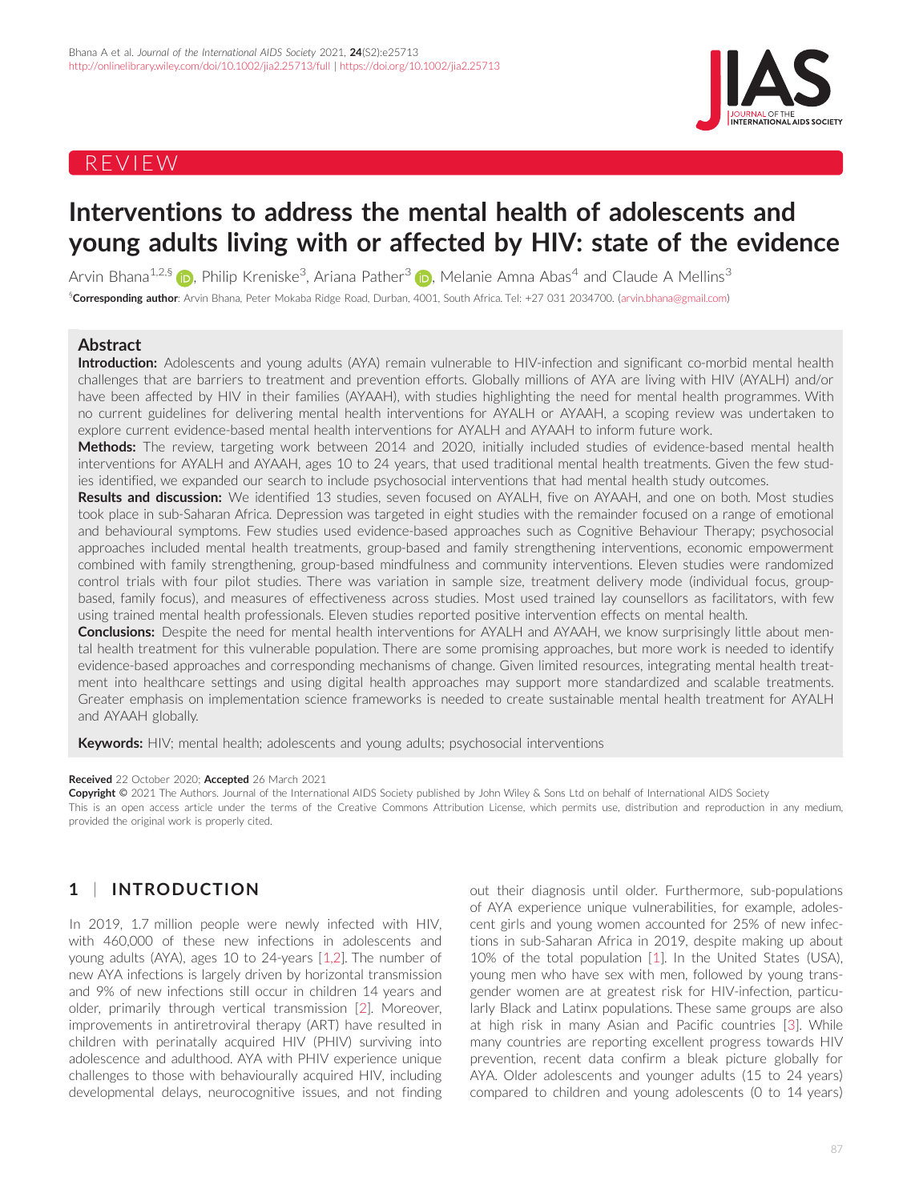REVIEW

# Interventions to address the mental health of adolescents and young adults living with or affected by HIV: state of the evidence

Arvin Bhana[1,2,§], Philip Kreniske[3], Ariana Pather[3], Melanie Amna Abas[4] and Claude A Mellins[3]

[§]**Corresponding author**: Arvin Bhana, Peter Mokaba Ridge Road, Durban, 4001, South Africa. Tel: +27 031 2034700. (arvin.bhana@gmail.com)

## Abstract

**Introduction:** Adolescents and young adults (AYA) remain vulnerable to HIV-infection and significant co-morbid mental health challenges that are barriers to treatment and prevention efforts. Globally millions of AYA are living with HIV (AYALH) and/or have been affected by HIV in their families (AYAAH), with studies highlighting the need for mental health programmes. With no current guidelines for delivering mental health interventions for AYALH or AYAAH, a scoping review was undertaken to explore current evidence-based mental health interventions for AYALH and AYAAH to inform future work.

**Methods:** The review, targeting work between 2014 and 2020, initially included studies of evidence-based mental health interventions for AYALH and AYAAH, ages 10 to 24 years, that used traditional mental health treatments. Given the few studies identified, we expanded our search to include psychosocial interventions that had mental health study outcomes.

**Results and discussion:** We identified 13 studies, seven focused on AYALH, five on AYAAH, and one on both. Most studies took place in sub-Saharan Africa. Depression was targeted in eight studies with the remainder focused on a range of emotional and behavioural symptoms. Few studies used evidence-based approaches such as Cognitive Behaviour Therapy; psychosocial approaches included mental health treatments, group-based and family strengthening interventions, economic empowerment combined with family strengthening, group-based mindfulness and community interventions. Eleven studies were randomized control trials with four pilot studies. There was variation in sample size, treatment delivery mode (individual focus, group-based, family focus), and measures of effectiveness across studies. Most used trained lay counsellors as facilitators, with few using trained mental health professionals. Eleven studies reported positive intervention effects on mental health.

**Conclusions:** Despite the need for mental health interventions for AYALH and AYAAH, we know surprisingly little about mental health treatment for this vulnerable population. There are some promising approaches, but more work is needed to identify evidence-based approaches and corresponding mechanisms of change. Given limited resources, integrating mental health treatment into healthcare settings and using digital health approaches may support more standardized and scalable treatments. Greater emphasis on implementation science frameworks is needed to create sustainable mental health treatment for AYALH and AYAAH globally.

**Keywords:** HIV; mental health; adolescents and young adults; psychosocial interventions

**Received** 22 October 2020; **Accepted** 26 March 2021

**Copyright** © 2021 The Authors. Journal of the International AIDS Society published by John Wiley & Sons Ltd on behalf of International AIDS Society

This is an open access article under the terms of the Creative Commons Attribution License, which permits use, distribution and reproduction in any medium, provided the original work is properly cited.

## 1 | INTRODUCTION

In 2019, 1.7 million people were newly infected with HIV, with 460,000 of these new infections in adolescents and young adults (AYA), ages 10 to 24-years [1,2]. The number of new AYA infections is largely driven by horizontal transmission and 9% of new infections still occur in children 14 years and older, primarily through vertical transmission [2]. Moreover, improvements in antiretroviral therapy (ART) have resulted in children with perinatally acquired HIV (PHIV) surviving into adolescence and adulthood. AYA with PHIV experience unique challenges to those with behaviourally acquired HIV, including developmental delays, neurocognitive issues, and not finding out their diagnosis until older. Furthermore, sub-populations of AYA experience unique vulnerabilities, for example, adolescent girls and young women accounted for 25% of new infections in sub-Saharan Africa in 2019, despite making up about 10% of the total population [1]. In the United States (USA), young men who have sex with men, followed by young transgender women are at greatest risk for HIV-infection, particularly Black and Latinx populations. These same groups are also at high risk in many Asian and Pacific countries [3]. While many countries are reporting excellent progress towards HIV prevention, recent data confirm a bleak picture globally for AYA. Older adolescents and younger adults (15 to 24 years) compared to children and young adolescents (0 to 14 years)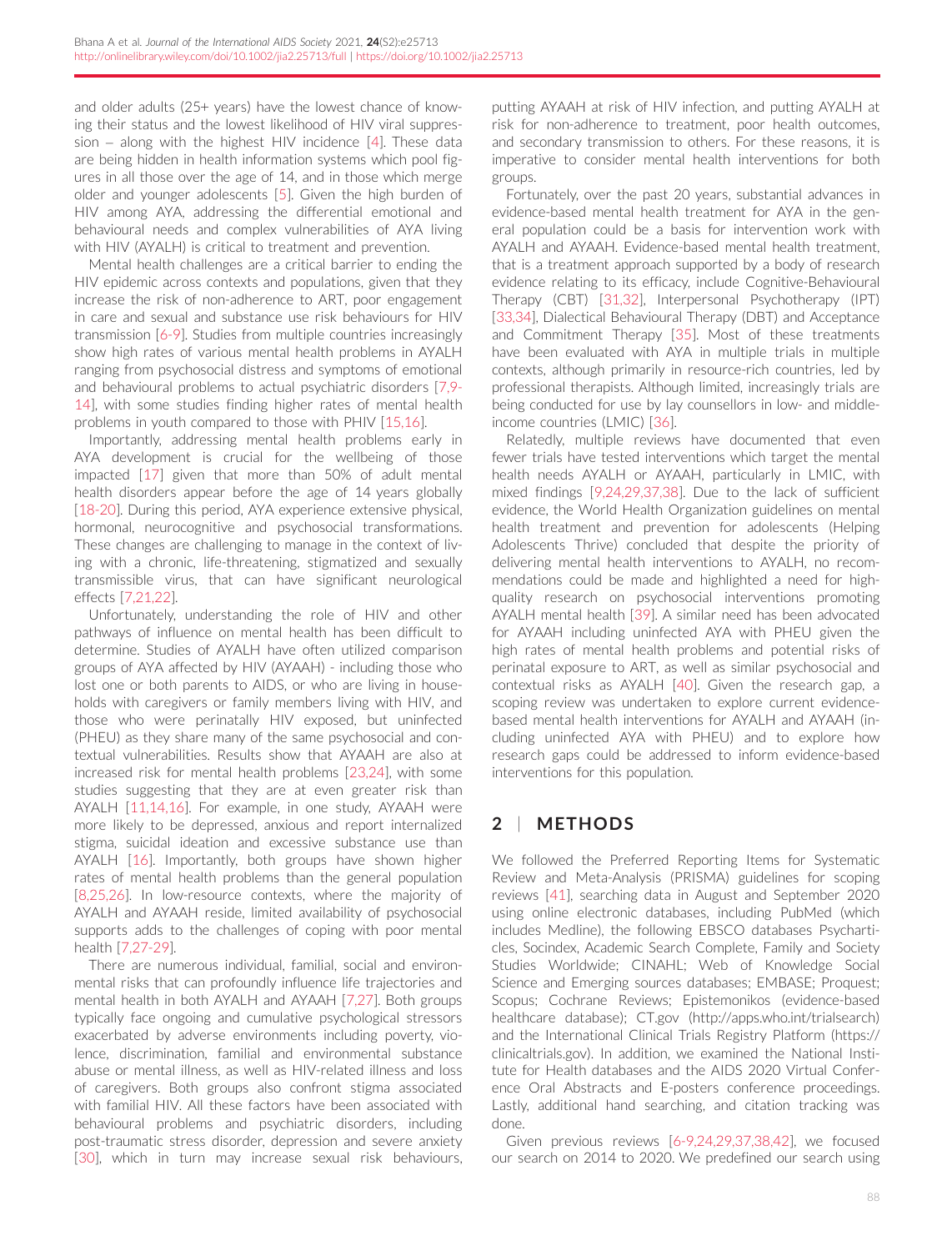and older adults (25+ years) have the lowest chance of knowing their status and the lowest likelihood of HIV viral suppression – along with the highest HIV incidence [4]. These data are being hidden in health information systems which pool figures in all those over the age of 14, and in those which merge older and younger adolescents [5]. Given the high burden of HIV among AYA, addressing the differential emotional and behavioural needs and complex vulnerabilities of AYA living with HIV (AYALH) is critical to treatment and prevention.

Mental health challenges are a critical barrier to ending the HIV epidemic across contexts and populations, given that they increase the risk of non-adherence to ART, poor engagement in care and sexual and substance use risk behaviours for HIV transmission [6-9]. Studies from multiple countries increasingly show high rates of various mental health problems in AYALH ranging from psychosocial distress and symptoms of emotional and behavioural problems to actual psychiatric disorders [7,9-14], with some studies finding higher rates of mental health problems in youth compared to those with PHIV [15,16].

Importantly, addressing mental health problems early in AYA development is crucial for the wellbeing of those impacted [17] given that more than 50% of adult mental health disorders appear before the age of 14 years globally [18-20]. During this period, AYA experience extensive physical, hormonal, neurocognitive and psychosocial transformations. These changes are challenging to manage in the context of living with a chronic, life-threatening, stigmatized and sexually transmissible virus, that can have significant neurological effects [7,21,22].

Unfortunately, understanding the role of HIV and other pathways of influence on mental health has been difficult to determine. Studies of AYALH have often utilized comparison groups of AYA affected by HIV (AYAAH) - including those who lost one or both parents to AIDS, or who are living in households with caregivers or family members living with HIV, and those who were perinatally HIV exposed, but uninfected (PHEU) as they share many of the same psychosocial and contextual vulnerabilities. Results show that AYAAH are also at increased risk for mental health problems [23,24], with some studies suggesting that they are at even greater risk than AYALH [11,14,16]. For example, in one study, AYAAH were more likely to be depressed, anxious and report internalized stigma, suicidal ideation and excessive substance use than AYALH [16]. Importantly, both groups have shown higher rates of mental health problems than the general population [8,25,26]. In low-resource contexts, where the majority of AYALH and AYAAH reside, limited availability of psychosocial supports adds to the challenges of coping with poor mental health [7,27-29].

There are numerous individual, familial, social and environmental risks that can profoundly influence life trajectories and mental health in both AYALH and AYAAH [7,27]. Both groups typically face ongoing and cumulative psychological stressors exacerbated by adverse environments including poverty, violence, discrimination, familial and environmental substance abuse or mental illness, as well as HIV-related illness and loss of caregivers. Both groups also confront stigma associated with familial HIV. All these factors have been associated with behavioural problems and psychiatric disorders, including post-traumatic stress disorder, depression and severe anxiety [30], which in turn may increase sexual risk behaviours, putting AYAAH at risk of HIV infection, and putting AYALH at risk for non-adherence to treatment, poor health outcomes, and secondary transmission to others. For these reasons, it is imperative to consider mental health interventions for both groups.

Fortunately, over the past 20 years, substantial advances in evidence-based mental health treatment for AYA in the general population could be a basis for intervention work with AYALH and AYAAH. Evidence-based mental health treatment, that is a treatment approach supported by a body of research evidence relating to its efficacy, include Cognitive-Behavioural Therapy (CBT) [31,32], Interpersonal Psychotherapy (IPT) [33,34], Dialectical Behavioural Therapy (DBT) and Acceptance and Commitment Therapy [35]. Most of these treatments have been evaluated with AYA in multiple trials in multiple contexts, although primarily in resource-rich countries, led by professional therapists. Although limited, increasingly trials are being conducted for use by lay counsellors in low- and middle-income countries (LMIC) [36].

Relatedly, multiple reviews have documented that even fewer trials have tested interventions which target the mental health needs AYALH or AYAAH, particularly in LMIC, with mixed findings [9,24,29,37,38]. Due to the lack of sufficient evidence, the World Health Organization guidelines on mental health treatment and prevention for adolescents (Helping Adolescents Thrive) concluded that despite the priority of delivering mental health interventions to AYALH, no recommendations could be made and highlighted a need for high-quality research on psychosocial interventions promoting AYALH mental health [39]. A similar need has been advocated for AYAAH including uninfected AYA with PHEU given the high rates of mental health problems and potential risks of perinatal exposure to ART, as well as similar psychosocial and contextual risks as AYALH [40]. Given the research gap, a scoping review was undertaken to explore current evidence-based mental health interventions for AYALH and AYAAH (including uninfected AYA with PHEU) and to explore how research gaps could be addressed to inform evidence-based interventions for this population.

## 2 | METHODS

We followed the Preferred Reporting Items for Systematic Review and Meta-Analysis (PRISMA) guidelines for scoping reviews [41], searching data in August and September 2020 using online electronic databases, including PubMed (which includes Medline), the following EBSCO databases Psycharticles, Socindex, Academic Search Complete, Family and Society Studies Worldwide; CINAHL; Web of Knowledge Social Science and Emerging sources databases; EMBASE; Proquest; Scopus; Cochrane Reviews; Epistemonikos (evidence-based healthcare database); CT.gov (http://apps.who.int/trialsearch) and the International Clinical Trials Registry Platform (https://clinicaltrials.gov). In addition, we examined the National Institute for Health databases and the AIDS 2020 Virtual Conference Oral Abstracts and E-posters conference proceedings. Lastly, additional hand searching, and citation tracking was done.

Given previous reviews [6-9,24,29,37,38,42], we focused our search on 2014 to 2020. We predefined our search using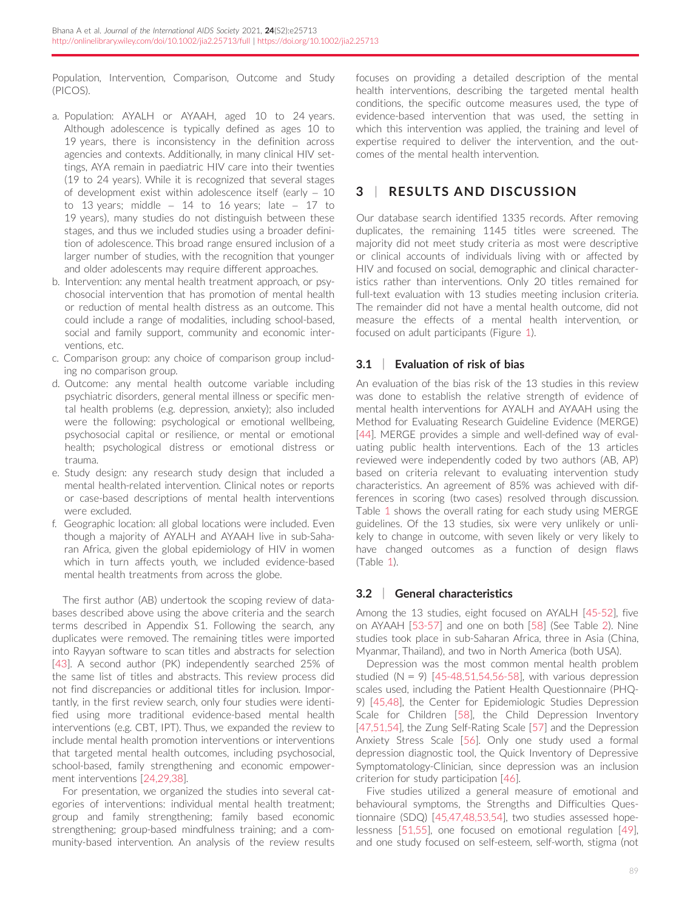Population, Intervention, Comparison, Outcome and Study (PICOS).

a. Population: AYALH or AYAAH, aged 10 to 24 years. Although adolescence is typically defined as ages 10 to 19 years, there is inconsistency in the definition across agencies and contexts. Additionally, in many clinical HIV settings, AYA remain in paediatric HIV care into their twenties (19 to 24 years). While it is recognized that several stages of development exist within adolescence itself (early – 10 to 13 years; middle – 14 to 16 years; late – 17 to 19 years), many studies do not distinguish between these stages, and thus we included studies using a broader definition of adolescence. This broad range ensured inclusion of a larger number of studies, with the recognition that younger and older adolescents may require different approaches.
b. Intervention: any mental health treatment approach, or psychosocial intervention that has promotion of mental health or reduction of mental health distress as an outcome. This could include a range of modalities, including school-based, social and family support, community and economic interventions, etc.
c. Comparison group: any choice of comparison group including no comparison group.
d. Outcome: any mental health outcome variable including psychiatric disorders, general mental illness or specific mental health problems (e.g. depression, anxiety); also included were the following: psychological or emotional wellbeing, psychosocial capital or resilience, or mental or emotional health; psychological distress or emotional distress or trauma.
e. Study design: any research study design that included a mental health-related intervention. Clinical notes or reports or case-based descriptions of mental health interventions were excluded.
f. Geographic location: all global locations were included. Even though a majority of AYALH and AYAAH live in sub-Saharan Africa, given the global epidemiology of HIV in women which in turn affects youth, we included evidence-based mental health treatments from across the globe.

The first author (AB) undertook the scoping review of databases described above using the above criteria and the search terms described in Appendix S1. Following the search, any duplicates were removed. The remaining titles were imported into Rayyan software to scan titles and abstracts for selection [43]. A second author (PK) independently searched 25% of the same list of titles and abstracts. This review process did not find discrepancies or additional titles for inclusion. Importantly, in the first review search, only four studies were identified using more traditional evidence-based mental health interventions (e.g. CBT, IPT). Thus, we expanded the review to include mental health promotion interventions or interventions that targeted mental health outcomes, including psychosocial, school-based, family strengthening and economic empowerment interventions [24,29,38].

For presentation, we organized the studies into several categories of interventions: individual mental health treatment; group and family strengthening; family based economic strengthening; group-based mindfulness training; and a community-based intervention. An analysis of the review results focuses on providing a detailed description of the mental health interventions, describing the targeted mental health conditions, the specific outcome measures used, the type of evidence-based intervention that was used, the setting in which this intervention was applied, the training and level of expertise required to deliver the intervention, and the outcomes of the mental health intervention.

## 3 | RESULTS AND DISCUSSION

Our database search identified 1335 records. After removing duplicates, the remaining 1145 titles were screened. The majority did not meet study criteria as most were descriptive or clinical accounts of individuals living with or affected by HIV and focused on social, demographic and clinical characteristics rather than interventions. Only 20 titles remained for full-text evaluation with 13 studies meeting inclusion criteria. The remainder did not have a mental health outcome, did not measure the effects of a mental health intervention, or focused on adult participants (Figure 1).

### 3.1 | Evaluation of risk of bias

An evaluation of the bias risk of the 13 studies in this review was done to establish the relative strength of evidence of mental health interventions for AYALH and AYAAH using the Method for Evaluating Research Guideline Evidence (MERGE) [44]. MERGE provides a simple and well-defined way of evaluating public health interventions. Each of the 13 articles reviewed were independently coded by two authors (AB, AP) based on criteria relevant to evaluating intervention study characteristics. An agreement of 85% was achieved with differences in scoring (two cases) resolved through discussion. Table 1 shows the overall rating for each study using MERGE guidelines. Of the 13 studies, six were very unlikely or unlikely to change in outcome, with seven likely or very likely to have changed outcomes as a function of design flaws (Table 1).

### 3.2 | General characteristics

Among the 13 studies, eight focused on AYALH [45-52], five on AYAAH [53-57] and one on both [58] (See Table 2). Nine studies took place in sub-Saharan Africa, three in Asia (China, Myanmar, Thailand), and two in North America (both USA).

Depression was the most common mental health problem studied (N = 9) [45-48,51,54,56-58], with various depression scales used, including the Patient Health Questionnaire (PHQ-9) [45,48], the Center for Epidemiologic Studies Depression Scale for Children [58], the Child Depression Inventory [47,51,54], the Zung Self-Rating Scale [57] and the Depression Anxiety Stress Scale [56]. Only one study used a formal depression diagnostic tool, the Quick Inventory of Depressive Symptomatology-Clinician, since depression was an inclusion criterion for study participation [46].

Five studies utilized a general measure of emotional and behavioural symptoms, the Strengths and Difficulties Questionnaire (SDQ) [45,47,48,53,54], two studies assessed hopelessness [51,55], one focused on emotional regulation [49], and one study focused on self-esteem, self-worth, stigma (not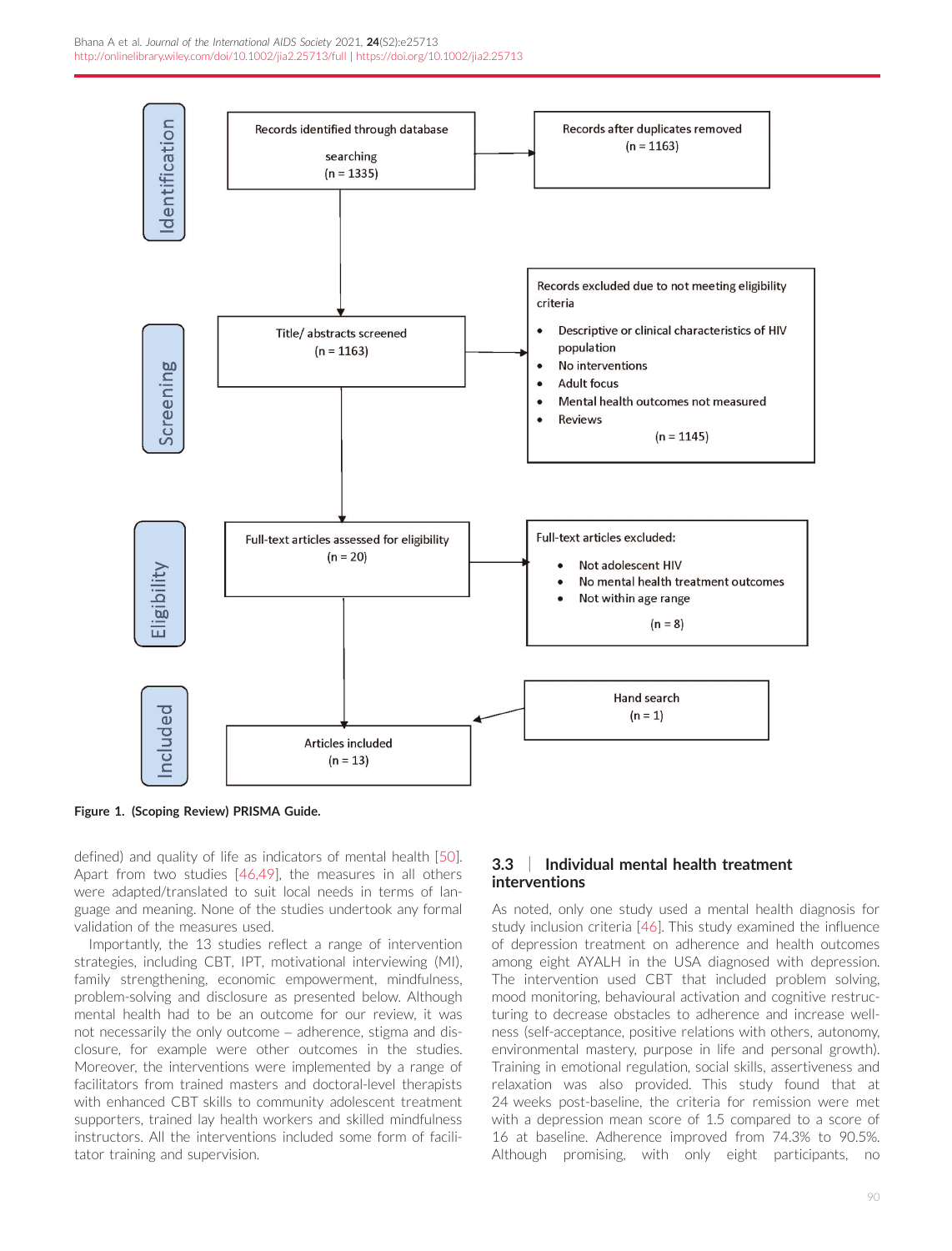**Identification**

Records identified through database searching (n = 1335) → Records after duplicates removed (n = 1163)

**Screening**

Title/ abstracts screened (n = 1163) → Records excluded due to not meeting eligibility criteria

- Descriptive or clinical characteristics of HIV population
- No interventions
- Adult focus
- Mental health outcomes not measured
- Reviews

(n = 1145)

**Eligibility**

Full-text articles assessed for eligibility (n = 20) → Full-text articles excluded:

- Not adolescent HIV
- No mental health treatment outcomes
- Not within age range

(n = 8)

**Included**

Hand search (n = 1) → Articles included (n = 13)

**Figure 1. (Scoping Review) PRISMA Guide.**

defined) and quality of life as indicators of mental health [50]. Apart from two studies [46,49], the measures in all others were adapted/translated to suit local needs in terms of language and meaning. None of the studies undertook any formal validation of the measures used.

Importantly, the 13 studies reflect a range of intervention strategies, including CBT, IPT, motivational interviewing (MI), family strengthening, economic empowerment, mindfulness, problem-solving and disclosure as presented below. Although mental health had to be an outcome for our review, it was not necessarily the only outcome – adherence, stigma and disclosure, for example were other outcomes in the studies. Moreover, the interventions were implemented by a range of facilitators from trained masters and doctoral-level therapists with enhanced CBT skills to community adolescent treatment supporters, trained lay health workers and skilled mindfulness instructors. All the interventions included some form of facilitator training and supervision.

## 3.3 | Individual mental health treatment interventions

As noted, only one study used a mental health diagnosis for study inclusion criteria [46]. This study examined the influence of depression treatment on adherence and health outcomes among eight AYALH in the USA diagnosed with depression. The intervention used CBT that included problem solving, mood monitoring, behavioural activation and cognitive restructuring to decrease obstacles to adherence and increase wellness (self-acceptance, positive relations with others, autonomy, environmental mastery, purpose in life and personal growth). Training in emotional regulation, social skills, assertiveness and relaxation was also provided. This study found that at 24 weeks post-baseline, the criteria for remission were met with a depression mean score of 1.5 compared to a score of 16 at baseline. Adherence improved from 74.3% to 90.5%. Although promising, with only eight participants, no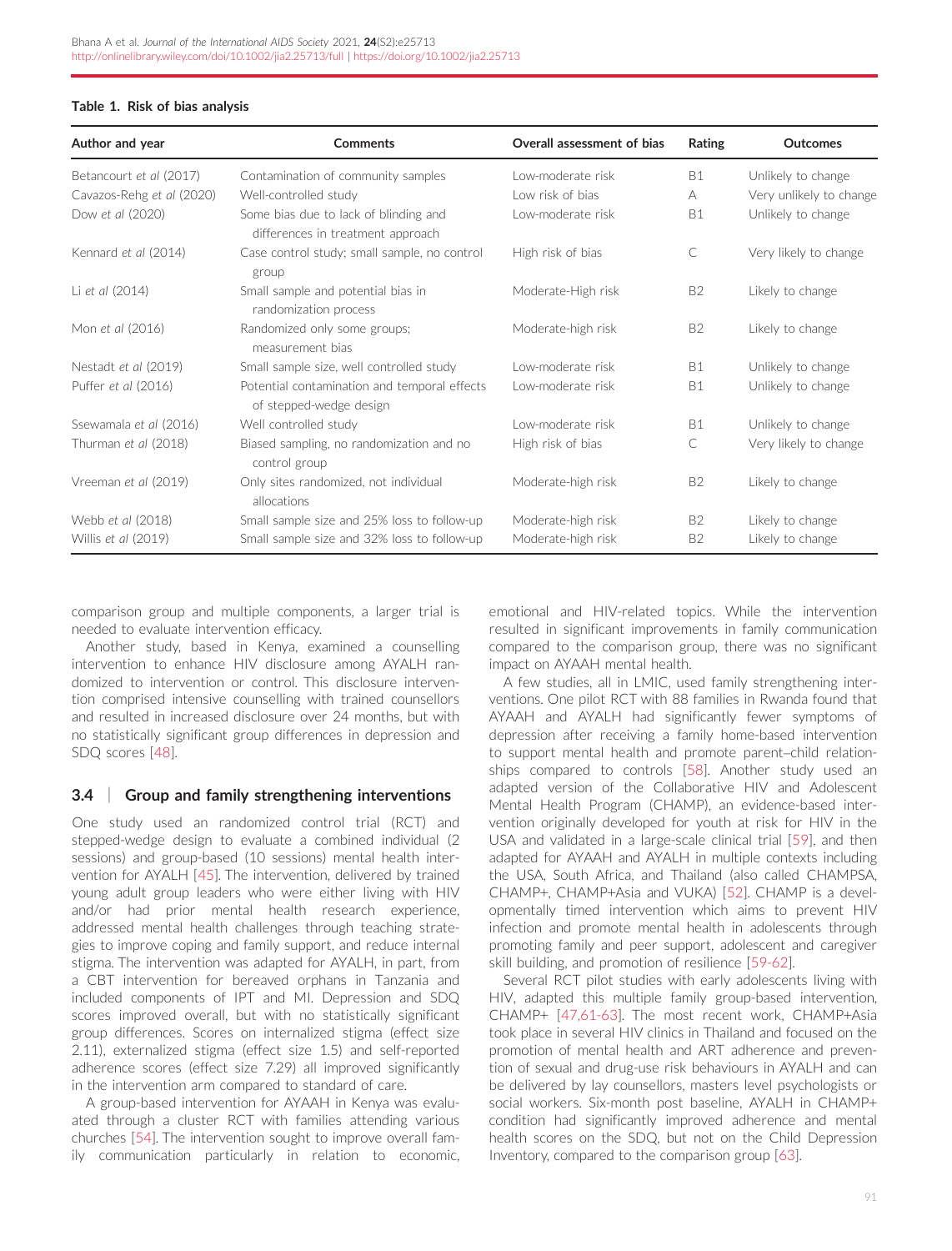**Table 1. Risk of bias analysis**

| Author and year | Comments | Overall assessment of bias | Rating | Outcomes |
|---|---|---|---|---|
| Betancourt *et al* (2017) | Contamination of community samples | Low-moderate risk | B1 | Unlikely to change |
| Cavazos-Rehg *et al* (2020) | Well-controlled study | Low risk of bias | A | Very unlikely to change |
| Dow *et al* (2020) | Some bias due to lack of blinding and differences in treatment approach | Low-moderate risk | B1 | Unlikely to change |
| Kennard *et al* (2014) | Case control study; small sample, no control group | High risk of bias | C | Very likely to change |
| Li *et al* (2014) | Small sample and potential bias in randomization process | Moderate-High risk | B2 | Likely to change |
| Mon *et al* (2016) | Randomized only some groups; measurement bias | Moderate-high risk | B2 | Likely to change |
| Nestadt *et al* (2019) | Small sample size, well controlled study | Low-moderate risk | B1 | Unlikely to change |
| Puffer *et al* (2016) | Potential contamination and temporal effects of stepped-wedge design | Low-moderate risk | B1 | Unlikely to change |
| Ssewamala *et al* (2016) | Well controlled study | Low-moderate risk | B1 | Unlikely to change |
| Thurman *et al* (2018) | Biased sampling, no randomization and no control group | High risk of bias | C | Very likely to change |
| Vreeman *et al* (2019) | Only sites randomized, not individual allocations | Moderate-high risk | B2 | Likely to change |
| Webb *et al* (2018) | Small sample size and 25% loss to follow-up | Moderate-high risk | B2 | Likely to change |
| Willis *et al* (2019) | Small sample size and 32% loss to follow-up | Moderate-high risk | B2 | Likely to change |

comparison group and multiple components, a larger trial is needed to evaluate intervention efficacy.

Another study, based in Kenya, examined a counselling intervention to enhance HIV disclosure among AYALH randomized to intervention or control. This disclosure intervention comprised intensive counselling with trained counsellors and resulted in increased disclosure over 24 months, but with no statistically significant group differences in depression and SDQ scores [48].

### 3.4 | Group and family strengthening interventions

One study used an randomized control trial (RCT) and stepped-wedge design to evaluate a combined individual (2 sessions) and group-based (10 sessions) mental health intervention for AYALH [45]. The intervention, delivered by trained young adult group leaders who were either living with HIV and/or had prior mental health research experience, addressed mental health challenges through teaching strategies to improve coping and family support, and reduce internal stigma. The intervention was adapted for AYALH, in part, from a CBT intervention for bereaved orphans in Tanzania and included components of IPT and MI. Depression and SDQ scores improved overall, but with no statistically significant group differences. Scores on internalized stigma (effect size 2.11), externalized stigma (effect size 1.5) and self-reported adherence scores (effect size 7.29) all improved significantly in the intervention arm compared to standard of care.

A group-based intervention for AYAAH in Kenya was evaluated through a cluster RCT with families attending various churches [54]. The intervention sought to improve overall family communication particularly in relation to economic, emotional and HIV-related topics. While the intervention resulted in significant improvements in family communication compared to the comparison group, there was no significant impact on AYAAH mental health.

A few studies, all in LMIC, used family strengthening interventions. One pilot RCT with 88 families in Rwanda found that AYAAH and AYALH had significantly fewer symptoms of depression after receiving a family home-based intervention to support mental health and promote parent–child relationships compared to controls [58]. Another study used an adapted version of the Collaborative HIV and Adolescent Mental Health Program (CHAMP), an evidence-based intervention originally developed for youth at risk for HIV in the USA and validated in a large-scale clinical trial [59], and then adapted for AYAAH and AYALH in multiple contexts including the USA, South Africa, and Thailand (also called CHAMPSA, CHAMP+, CHAMP+Asia and VUKA) [52]. CHAMP is a developmentally timed intervention which aims to prevent HIV infection and promote mental health in adolescents through promoting family and peer support, adolescent and caregiver skill building, and promotion of resilience [59-62].

Several RCT pilot studies with early adolescents living with HIV, adapted this multiple family group-based intervention, CHAMP+ [47,61-63]. The most recent work, CHAMP+Asia took place in several HIV clinics in Thailand and focused on the promotion of mental health and ART adherence and prevention of sexual and drug-use risk behaviours in AYALH and can be delivered by lay counsellors, masters level psychologists or social workers. Six-month post baseline, AYALH in CHAMP+ condition had significantly improved adherence and mental health scores on the SDQ, but not on the Child Depression Inventory, compared to the comparison group [63].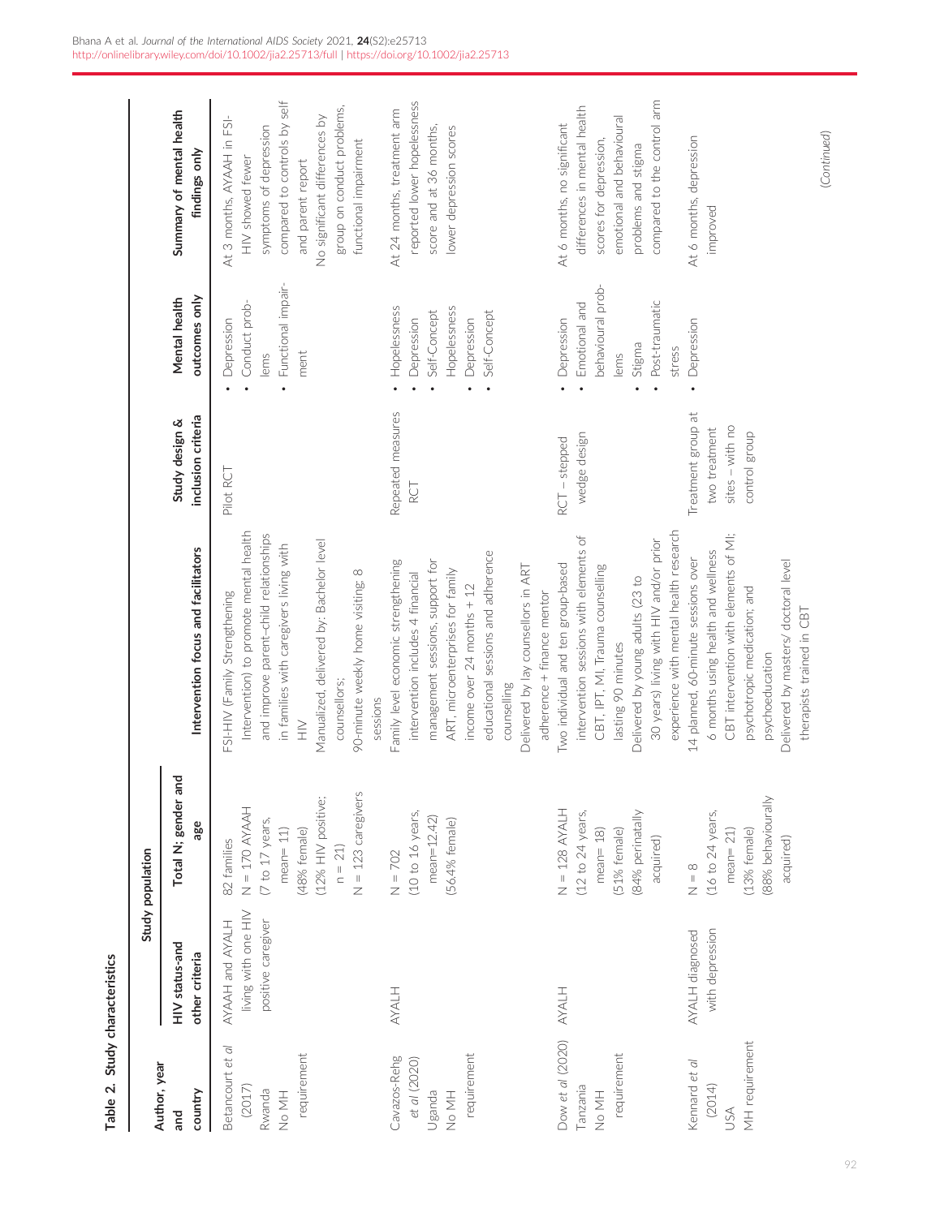**Table 2. Study characteristics**

| Author, year and country | Study population | | Intervention focus and facilitators | Study design & inclusion criteria | Mental health outcomes only | Summary of mental health findings only |
|---|---|---|---|---|---|---|
| | HIV status-and other criteria | Total N; gender and age | | | | |
| Betancourt *et al* (2017) Rwanda No MH requirement | AYAAH and AYALH living with one HIV positive caregiver | 82 families N = 170 AYAAH (7 to 17 years, mean= 11) (48% female) (12% HIV positive; n = 21) N = 123 caregivers | FSI-HIV (Family Strengthening Intervention) to promote mental health and improve parent–child relationships in families with caregivers living with HIV Manualized, delivered by: Bachelor level counsellors; 90-minute weekly home visiting; 8 sessions | Pilot RCT | • Depression • Conduct problems • Functional impairment | At 3 months, AYAAH in FSI-HIV showed fewer symptoms of depression compared to controls by self and parent report No significant differences by group on conduct problems, functional impairment |
| Cavazos-Rehg *et al* (2020) Uganda No MH requirement | AYALH | N = 702 (10 to 16 years, mean=12.42) (56.4% female) | Family level economic strengthening intervention includes 4 financial management sessions, support for ART, microenterprises for family income over 24 months + 12 educational sessions and adherence counselling Delivered by lay counsellors in ART adherence + finance mentor | Repeated measures RCT | • Hopelessness • Depression • Self-Concept • Hopelessness • Depression • Self-Concept | At 24 months, treatment arm reported lower hopelessness score and at 36 months, lower depression scores |
| Dow *et al* (2020) Tanzania No MH requirement | AYALH | N = 128 AYALH (12 to 24 years, mean= 18) (51% female) (84% perinatally acquired) | Two individual and ten group-based intervention sessions with elements of CBT, IPT, MI, Trauma counselling lasting 90 minutes Delivered by young adults (23 to 30 years) living with HIV and/or prior experience with mental health research | RCT – stepped wedge design | • Depression • Emotional and behavioural problems • Stigma • Post-traumatic stress | At 6 months, no significant differences in mental health scores for depression, emotional and behavioural problems and stigma compared to the control arm |
| Kennard *et al* (2014) USA MH requirement | AYALH diagnosed with depression | N = 8 (16 to 24 years, mean= 21) (13% female) (88% behaviourally acquired) | 14 planned, 60-minute sessions over 6 months using health and wellness CBT intervention with elements of MI; psychotropic medication; and psychoeducation Delivered by masters/ doctoral level therapists trained in CBT | Treatment group at two treatment sites – with no control group | • Depression | At 6 months, depression improved |

(*Continued*)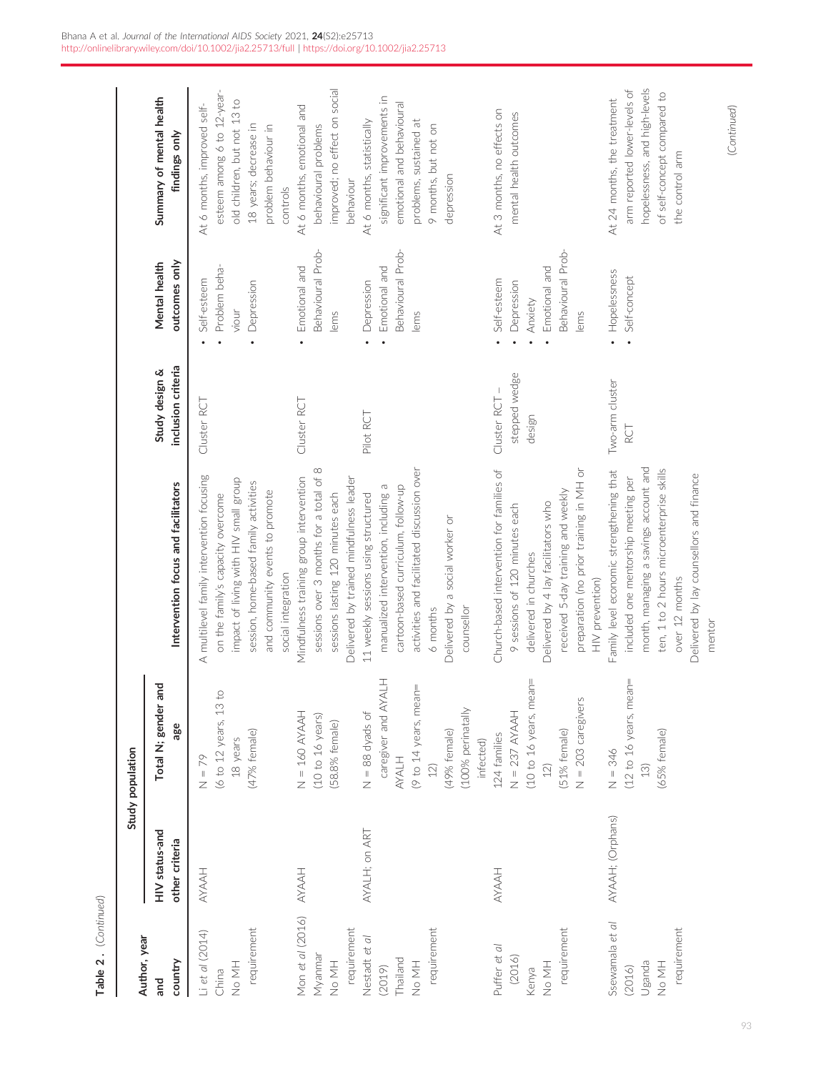**Table 2.** (Continued)

| Author, year and country | Study population | | | Intervention focus and facilitators | Study design & inclusion criteria | Mental health outcomes only | Summary of mental health findings only |
|---|---|---|---|---|---|---|---|
| | HIV status-and other criteria | Total N; gender and age | | | | | |
| Li *et al* (2014) China No MH requirement | AYAAH | N = 79 (6 to 12 years, 13 to 18 years (47% female) | | A multilevel family intervention focusing on the family's capacity overcome impact of living with HIV small group session, home-based family activities and community events to promote social integration | Cluster RCT | • Self-esteem • Problem behaviour • Depression | At 6 months, improved self-esteem among 6 to 12-year-old children, but not 13 to 18 years; decrease in problem behaviour in controls |
| Mon *et al* (2016) Myanmar No MH requirement | AYAAH | N = 160 AYAAH (10 to 16 years) (58.8% female) | | Mindfulness training group intervention sessions over 3 months for a total of 8 sessions lasting 120 minutes each Delivered by trained mindfulness leader | Cluster RCT | • Emotional and Behavioural Problems | At 6 months, emotional and behavioural problems improved; no effect on social behaviour |
| Nestadt *et al* (2019) Thailand No MH requirement | AYALH; on ART | N = 88 dyads of caregiver and AYALH AYALH (9 to 14 years, mean= 12) (49% female) (100% perinatally infected) | | 11 weekly sessions using structured manualized intervention, including a cartoon-based curriculum, follow-up activities and facilitated discussion over 6 months Delivered by a social worker or counsellor | Pilot RCT | • Depression • Emotional and Behavioural Problems | At 6 months, statistically significant improvements in emotional and behavioural problems, sustained at 9 months, but not on depression |
| Puffer *et al* (2016) Kenya No MH requirement | AYAAH | 124 families N = 237 AYAAH (10 to 16 years, mean= 12) (51% female) N = 203 caregivers | | Church-based intervention for families of 9 sessions of 120 minutes each delivered in churches Delivered by 4 lay facilitators who received 5-day training and weekly preparation (no prior training in MH or HIV prevention) | Cluster RCT – stepped wedge design | • Self-esteem • Depression • Anxiety • Emotional and Behavioural Problems | At 3 months, no effects on mental health outcomes |
| Ssewamala *et al* (2016) Uganda No MH requirement | AYAAH; (Orphans) | N = 346 (12 to 16 years, mean= 13) (65% female) | | Family level economic strengthening that included one mentorship meeting per month, managing a savings account and ten, 1 to 2 hours microenterprise skills over 12 months Delivered by lay counsellors and finance mentor | Two-arm cluster RCT | • Hopelessness • Self-concept | At 24 months, the treatment arm reported lower-levels of hopelessness, and high-levels of self-concept compared to the control arm |

(Continued)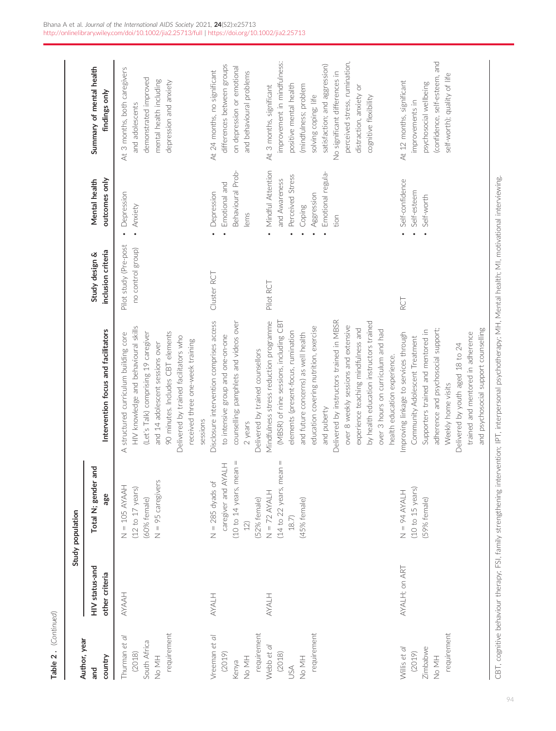**Table 2.** (Continued)

| Author, year and country | Study population | | Intervention focus and facilitators | Study design & inclusion criteria | Mental health outcomes only | Summary of mental health findings only |
|---|---|---|---|---|---|---|
| | HIV status-and other criteria | Total N; gender and age | | | | |
| Thurman *et al* (2018) South Africa No MH requirement | AYAAH | N = 105 AYAAH (12 to 17 years) (60% female) N = 95 caregivers | A structured curriculum building core HIV knowledge and behavioural skills (Let's Talk) comprising 19 caregiver and 14 adolescent sessions over 90 minutes. Includes CBT elements Delivered by trained facilitators who received three one-week training sessions | Pilot study (Pre-post no control group) | • Depression • Anxiety | At 3 months, both caregivers and adolescents demonstrated improved mental health including depression and anxiety |
| Vreeman *et al* (2019) Kenya No MH requirement | AYALH | N = 285 dyads of caregiver and AYALH (10 to 14 years, mean = 12) (52% female) | Disclosure intervention comprises access to intensive group and one-on-one counselling; pamphlets and videos over 2 years Delivered by trained counsellors | Cluster RCT | • Depression • Emotional and Behavioural Problems | At 24 months, no significant differences between groups on depression or emotional and behavioural problems |
| Webb *et al* (2018) USA No MH requirement | AYALH | N = 72 AYALH (14 to 22 years, mean = 18.7) (45% female) | Mindfulness stress reduction programme (MBSR) of nine sessions, including CBT elements (present-focus, rumination and future concerns) as well health education covering nutrition, exercise and puberty Delivered by instructors trained in MBSR over 8 weekly sessions and extensive experience teaching mindfulness and by health education instructors trained over 3 hours on curriculum and had health education experience. | Pilot RCT | • Mindful Attention and Awareness • Perceived Stress • Coping • Aggression • Emotional regulation | At 3 months, significant improvement in mindfulness; positive mental health (mindfulness; problem solving coping; life satisfaction; and aggression) No significant differences in perceived stress, rumination, distraction, anxiety or cognitive flexibility |
| Willis *et al* (2019) Zimbabwe No MH requirement | AYALH; on ART | N = 94 AYALH (10 to 15 years) (59% female) | Improving linkage to services through Community Adolescent Treatment Supporters trained and mentored in adherence and psychosocial support; Weekly home visits Delivered by youth aged 18 to 24 trained and mentored in adherence and psychosocial support counselling | RCT | • Self-confidence • Self-esteem • Self-worth | At 12 months, significant improvements in psychosocial wellbeing (confidence, self-esteem, and self-worth); quality of life |

CBT, cognitive behaviour therapy; FSI, family strengthening intervention; IPT, interpersonal psychotherapy; MH, Mental health; MI, motivational interviewing.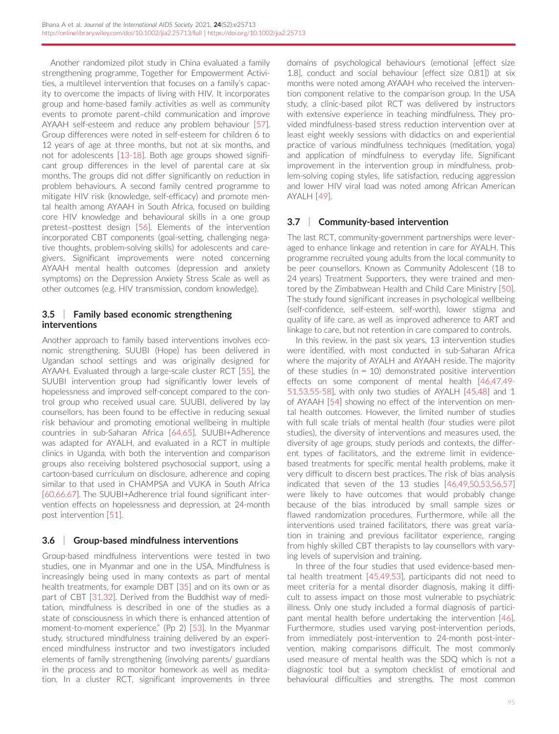Another randomized pilot study in China evaluated a family strengthening programme, Together for Empowerment Activities, a multilevel intervention that focuses on a family's capacity to overcome the impacts of living with HIV. It incorporates group and home-based family activities as well as community events to promote parent–child communication and improve AYAAH self-esteem and reduce any problem behaviour [57]. Group differences were noted in self-esteem for children 6 to 12 years of age at three months, but not at six months, and not for adolescents [13-18]. Both age groups showed significant group differences in the level of parental care at six months. The groups did not differ significantly on reduction in problem behaviours. A second family centred programme to mitigate HIV risk (knowledge, self-efficacy) and promote mental health among AYAAH in South Africa, focused on building core HIV knowledge and behavioural skills in a one group pretest–posttest design [56]. Elements of the intervention incorporated CBT components (goal-setting, challenging negative thoughts, problem-solving skills) for adolescents and caregivers. Significant improvements were noted concerning AYAAH mental health outcomes (depression and anxiety symptoms) on the Depression Anxiety Stress Scale as well as other outcomes (e.g. HIV transmission, condom knowledge).

### 3.5 | Family based economic strengthening interventions

Another approach to family based interventions involves economic strengthening. SUUBI (Hope) has been delivered in Ugandan school settings and was originally designed for AYAAH. Evaluated through a large-scale cluster RCT [55], the SUUBI intervention group had significantly lower levels of hopelessness and improved self-concept compared to the control group who received usual care. SUUBI, delivered by lay counsellors, has been found to be effective in reducing sexual risk behaviour and promoting emotional wellbeing in multiple countries in sub-Saharan Africa [64,65]. SUUBI+Adherence was adapted for AYALH, and evaluated in a RCT in multiple clinics in Uganda, with both the intervention and comparison groups also receiving bolstered psychosocial support, using a cartoon-based curriculum on disclosure, adherence and coping similar to that used in CHAMPSA and VUKA in South Africa [60,66,67]. The SUUBI+Adherence trial found significant intervention effects on hopelessness and depression, at 24-month post intervention [51].

### 3.6 | Group-based mindfulness interventions

Group-based mindfulness interventions were tested in two studies, one in Myanmar and one in the USA. Mindfulness is increasingly being used in many contexts as part of mental health treatments, for example DBT [35] and on its own or as part of CBT [31,32]. Derived from the Buddhist way of meditation, mindfulness is described in one of the studies as a state of consciousness in which there is enhanced attention of moment-to-moment experience." (Pp 2) [53]. In the Myanmar study, structured mindfulness training delivered by an experienced mindfulness instructor and two investigators included elements of family strengthening (involving parents/ guardians in the process and to monitor homework as well as meditation. In a cluster RCT, significant improvements in three domains of psychological behaviours (emotional [effect size 1.8], conduct and social behaviour [effect size 0.81]) at six months were noted among AYAAH who received the intervention component relative to the comparison group. In the USA study, a clinic-based pilot RCT was delivered by instructors with extensive experience in teaching mindfulness. They provided mindfulness-based stress reduction intervention over at least eight weekly sessions with didactics on and experiential practice of various mindfulness techniques (meditation, yoga) and application of mindfulness to everyday life. Significant improvement in the intervention group in mindfulness, problem-solving coping styles, life satisfaction, reducing aggression and lower HIV viral load was noted among African American AYALH [49].

### 3.7 | Community-based intervention

The last RCT, community-government partnerships were leveraged to enhance linkage and retention in care for AYALH. This programme recruited young adults from the local community to be peer counsellors. Known as Community Adolescent (18 to 24 years) Treatment Supporters, they were trained and mentored by the Zimbabwean Health and Child Care Ministry [50]. The study found significant increases in psychological wellbeing (self-confidence, self-esteem, self-worth), lower stigma and quality of life care, as well as improved adherence to ART and linkage to care, but not retention in care compared to controls.

In this review, in the past six years, 13 intervention studies were identified, with most conducted in sub-Saharan Africa where the majority of AYALH and AYAAH reside. The majority of these studies (n = 10) demonstrated positive intervention effects on some component of mental health [46,47,49-51,53,55-58], with only two studies of AYALH [45,48] and 1 of AYAAH [54] showing no effect of the intervention on mental health outcomes. However, the limited number of studies with full scale trials of mental health (four studies were pilot studies), the diversity of interventions and measures used, the diversity of age groups, study periods and contexts, the different types of facilitators, and the extreme limit in evidence-based treatments for specific mental health problems, make it very difficult to discern best practices. The risk of bias analysis indicated that seven of the 13 studies [46,49,50,53,56,57] were likely to have outcomes that would probably change because of the bias introduced by small sample sizes or flawed randomization procedures. Furthermore, while all the interventions used trained facilitators, there was great variation in training and previous facilitator experience, ranging from highly skilled CBT therapists to lay counsellors with varying levels of supervision and training.

In three of the four studies that used evidence-based mental health treatment [45,49,53], participants did not need to meet criteria for a mental disorder diagnosis, making it difficult to assess impact on those most vulnerable to psychiatric illness. Only one study included a formal diagnosis of participant mental health before undertaking the intervention [46]. Furthermore, studies used varying post-intervention periods, from immediately post-intervention to 24-month post-intervention, making comparisons difficult. The most commonly used measure of mental health was the SDQ which is not a diagnostic tool but a symptom checklist of emotional and behavioural difficulties and strengths. The most common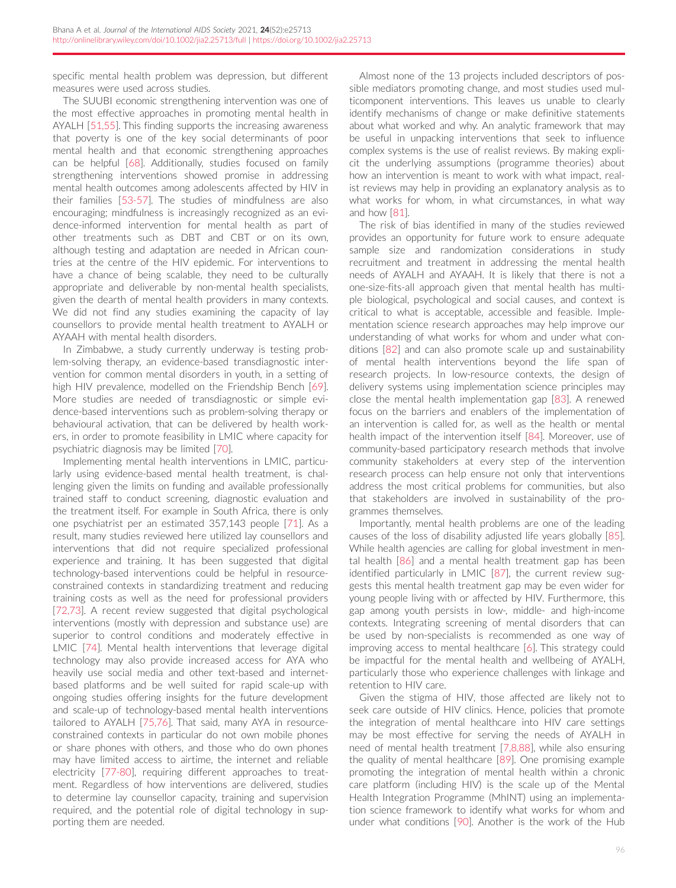specific mental health problem was depression, but different measures were used across studies.

The SUUBI economic strengthening intervention was one of the most effective approaches in promoting mental health in AYALH [51,55]. This finding supports the increasing awareness that poverty is one of the key social determinants of poor mental health and that economic strengthening approaches can be helpful [68]. Additionally, studies focused on family strengthening interventions showed promise in addressing mental health outcomes among adolescents affected by HIV in their families [53-57]. The studies of mindfulness are also encouraging; mindfulness is increasingly recognized as an evidence-informed intervention for mental health as part of other treatments such as DBT and CBT or on its own, although testing and adaptation are needed in African countries at the centre of the HIV epidemic. For interventions to have a chance of being scalable, they need to be culturally appropriate and deliverable by non-mental health specialists, given the dearth of mental health providers in many contexts. We did not find any studies examining the capacity of lay counsellors to provide mental health treatment to AYALH or AYAAH with mental health disorders.

In Zimbabwe, a study currently underway is testing problem-solving therapy, an evidence-based transdiagnostic intervention for common mental disorders in youth, in a setting of high HIV prevalence, modelled on the Friendship Bench [69]. More studies are needed of transdiagnostic or simple evidence-based interventions such as problem-solving therapy or behavioural activation, that can be delivered by health workers, in order to promote feasibility in LMIC where capacity for psychiatric diagnosis may be limited [70].

Implementing mental health interventions in LMIC, particularly using evidence-based mental health treatment, is challenging given the limits on funding and available professionally trained staff to conduct screening, diagnostic evaluation and the treatment itself. For example in South Africa, there is only one psychiatrist per an estimated 357,143 people [71]. As a result, many studies reviewed here utilized lay counsellors and interventions that did not require specialized professional experience and training. It has been suggested that digital technology-based interventions could be helpful in resource-constrained contexts in standardizing treatment and reducing training costs as well as the need for professional providers [72,73]. A recent review suggested that digital psychological interventions (mostly with depression and substance use) are superior to control conditions and moderately effective in LMIC [74]. Mental health interventions that leverage digital technology may also provide increased access for AYA who heavily use social media and other text-based and internet-based platforms and be well suited for rapid scale-up with ongoing studies offering insights for the future development and scale-up of technology-based mental health interventions tailored to AYALH [75,76]. That said, many AYA in resource-constrained contexts in particular do not own mobile phones or share phones with others, and those who do own phones may have limited access to airtime, the internet and reliable electricity [77-80], requiring different approaches to treatment. Regardless of how interventions are delivered, studies to determine lay counsellor capacity, training and supervision required, and the potential role of digital technology in supporting them are needed.

Almost none of the 13 projects included descriptors of possible mediators promoting change, and most studies used multicomponent interventions. This leaves us unable to clearly identify mechanisms of change or make definitive statements about what worked and why. An analytic framework that may be useful in unpacking interventions that seek to influence complex systems is the use of realist reviews. By making explicit the underlying assumptions (programme theories) about how an intervention is meant to work with what impact, realist reviews may help in providing an explanatory analysis as to what works for whom, in what circumstances, in what way and how [81].

The risk of bias identified in many of the studies reviewed provides an opportunity for future work to ensure adequate sample size and randomization considerations in study recruitment and treatment in addressing the mental health needs of AYALH and AYAAH. It is likely that there is not a one-size-fits-all approach given that mental health has multiple biological, psychological and social causes, and context is critical to what is acceptable, accessible and feasible. Implementation science research approaches may help improve our understanding of what works for whom and under what conditions [82] and can also promote scale up and sustainability of mental health interventions beyond the life span of research projects. In low-resource contexts, the design of delivery systems using implementation science principles may close the mental health implementation gap [83]. A renewed focus on the barriers and enablers of the implementation of an intervention is called for, as well as the health or mental health impact of the intervention itself [84]. Moreover, use of community-based participatory research methods that involve community stakeholders at every step of the intervention research process can help ensure not only that interventions address the most critical problems for communities, but also that stakeholders are involved in sustainability of the programmes themselves.

Importantly, mental health problems are one of the leading causes of the loss of disability adjusted life years globally [85]. While health agencies are calling for global investment in mental health [86] and a mental health treatment gap has been identified particularly in LMIC [87], the current review suggests this mental health treatment gap may be even wider for young people living with or affected by HIV. Furthermore, this gap among youth persists in low-, middle- and high-income contexts. Integrating screening of mental disorders that can be used by non-specialists is recommended as one way of improving access to mental healthcare [6]. This strategy could be impactful for the mental health and wellbeing of AYALH, particularly those who experience challenges with linkage and retention to HIV care.

Given the stigma of HIV, those affected are likely not to seek care outside of HIV clinics. Hence, policies that promote the integration of mental healthcare into HIV care settings may be most effective for serving the needs of AYALH in need of mental health treatment [7,8,88], while also ensuring the quality of mental healthcare [89]. One promising example promoting the integration of mental health within a chronic care platform (including HIV) is the scale up of the Mental Health Integration Programme (MhINT) using an implementation science framework to identify what works for whom and under what conditions [90]. Another is the work of the Hub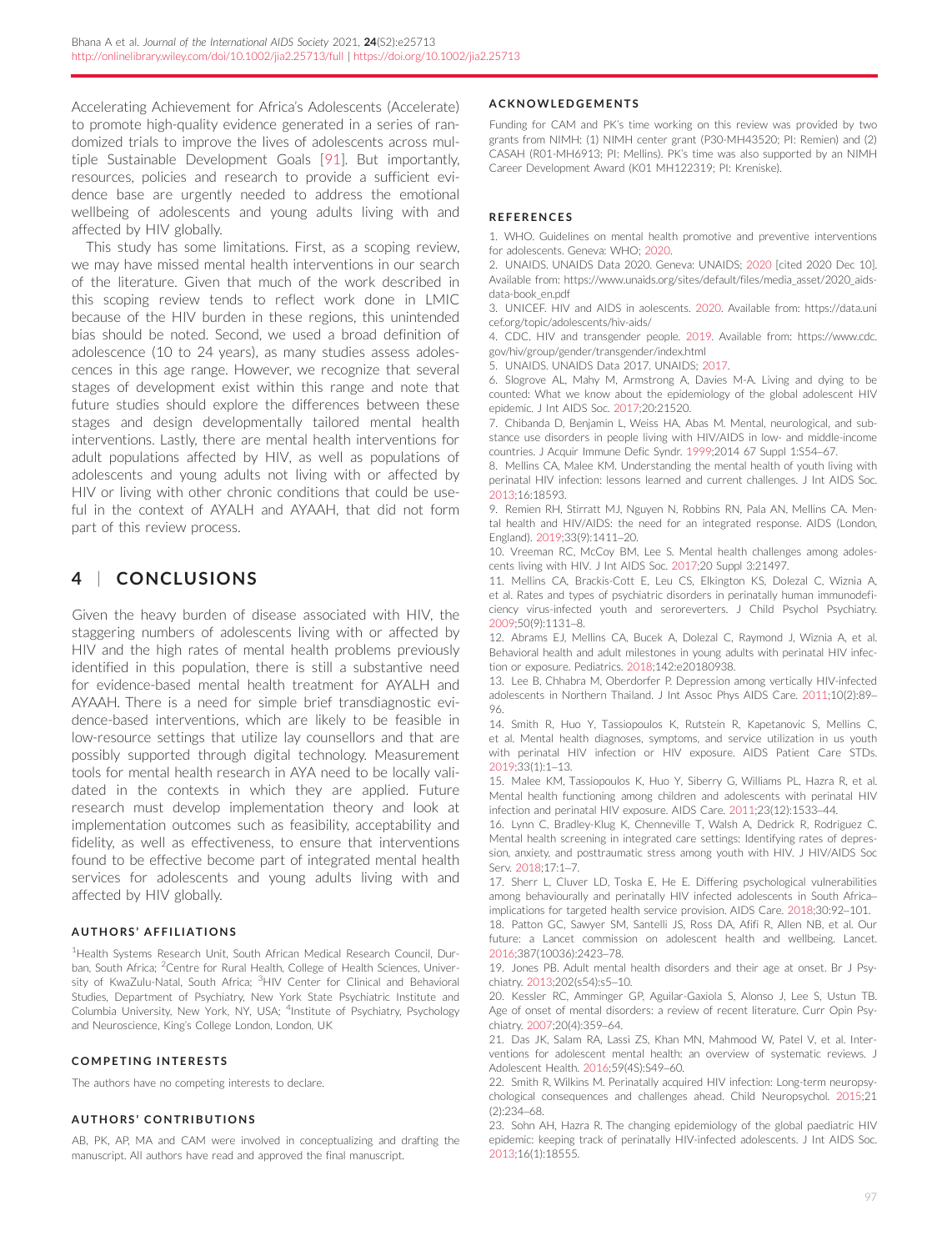Accelerating Achievement for Africa's Adolescents (Accelerate) to promote high-quality evidence generated in a series of randomized trials to improve the lives of adolescents across multiple Sustainable Development Goals [91]. But importantly, resources, policies and research to provide a sufficient evidence base are urgently needed to address the emotional wellbeing of adolescents and young adults living with and affected by HIV globally.

This study has some limitations. First, as a scoping review, we may have missed mental health interventions in our search of the literature. Given that much of the work described in this scoping review tends to reflect work done in LMIC because of the HIV burden in these regions, this unintended bias should be noted. Second, we used a broad definition of adolescence (10 to 24 years), as many studies assess adolescences in this age range. However, we recognize that several stages of development exist within this range and note that future studies should explore the differences between these stages and design developmentally tailored mental health interventions. Lastly, there are mental health interventions for adult populations affected by HIV, as well as populations of adolescents and young adults not living with or affected by HIV or living with other chronic conditions that could be useful in the context of AYALH and AYAAH, that did not form part of this review process.

## 4 | CONCLUSIONS

Given the heavy burden of disease associated with HIV, the staggering numbers of adolescents living with or affected by HIV and the high rates of mental health problems previously identified in this population, there is still a substantive need for evidence-based mental health treatment for AYALH and AYAAH. There is a need for simple brief transdiagnostic evidence-based interventions, which are likely to be feasible in low-resource settings that utilize lay counsellors and that are possibly supported through digital technology. Measurement tools for mental health research in AYA need to be locally validated in the contexts in which they are applied. Future research must develop implementation theory and look at implementation outcomes such as feasibility, acceptability and fidelity, as well as effectiveness, to ensure that interventions found to be effective become part of integrated mental health services for adolescents and young adults living with and affected by HIV globally.

### AUTHORS' AFFILIATIONS

[1]Health Systems Research Unit, South African Medical Research Council, Durban, South Africa; [2]Centre for Rural Health, College of Health Sciences, University of KwaZulu-Natal, South Africa; [3]HIV Center for Clinical and Behavioral Studies, Department of Psychiatry, New York State Psychiatric Institute and Columbia University, New York, NY, USA; [4]Institute of Psychiatry, Psychology and Neuroscience, King's College London, London, UK

### COMPETING INTERESTS

The authors have no competing interests to declare.

### AUTHORS' CONTRIBUTIONS

AB, PK, AP, MA and CAM were involved in conceptualizing and drafting the manuscript. All authors have read and approved the final manuscript.

### ACKNOWLEDGEMENTS

Funding for CAM and PK's time working on this review was provided by two grants from NIMH: (1) NIMH center grant (P30-MH43520; PI: Remien) and (2) CASAH (R01-MH6913; PI: Mellins). PK's time was also supported by an NIMH Career Development Award (K01 MH122319; PI: Kreniske).

### REFERENCES

1. WHO. Guidelines on mental health promotive and preventive interventions for adolescents. Geneva: WHO; 2020.
2. UNAIDS. UNAIDS Data 2020. Geneva: UNAIDS; 2020 [cited 2020 Dec 10]. Available from: https://www.unaids.org/sites/default/files/media_asset/2020_aids-data-book_en.pdf
3. UNICEF. HIV and AIDS in aolescents. 2020. Available from: https://data.unicef.org/topic/adolescents/hiv-aids/
4. CDC. HIV and transgender people. 2019. Available from: https://www.cdc.gov/hiv/group/gender/transgender/index.html
5. UNAIDS. UNAIDS Data 2017. UNAIDS; 2017.
6. Slogrove AL, Mahy M, Armstrong A, Davies M-A. Living and dying to be counted: What we know about the epidemiology of the global adolescent HIV epidemic. J Int AIDS Soc. 2017;20:21520.
7. Chibanda D, Benjamin L, Weiss HA, Abas M. Mental, neurological, and substance use disorders in people living with HIV/AIDS in low- and middle-income countries. J Acquir Immune Defic Syndr. 1999;2014 67 Suppl 1:S54–67.
8. Mellins CA, Malee KM. Understanding the mental health of youth living with perinatal HIV infection: lessons learned and current challenges. J Int AIDS Soc. 2013;16:18593.
9. Remien RH, Stirratt MJ, Nguyen N, Robbins RN, Pala AN, Mellins CA. Mental health and HIV/AIDS: the need for an integrated response. AIDS (London, England). 2019;33(9):1411–20.
10. Vreeman RC, McCoy BM, Lee S. Mental health challenges among adolescents living with HIV. J Int AIDS Soc. 2017;20 Suppl 3:21497.
11. Mellins CA, Brackis-Cott E, Leu CS, Elkington KS, Dolezal C, Wiznia A, et al. Rates and types of psychiatric disorders in perinatally human immunodeficiency virus-infected youth and seroreverters. J Child Psychol Psychiatry. 2009;50(9):1131–8.
12. Abrams EJ, Mellins CA, Bucek A, Dolezal C, Raymond J, Wiznia A, et al. Behavioral health and adult milestones in young adults with perinatal HIV infection or exposure. Pediatrics. 2018;142:e20180938.
13. Lee B, Chhabra M, Oberdorfer P. Depression among vertically HIV-infected adolescents in Northern Thailand. J Int Assoc Phys AIDS Care. 2011;10(2):89–96.
14. Smith R, Huo Y, Tassiopoulos K, Rutstein R, Kapetanovic S, Mellins C, et al. Mental health diagnoses, symptoms, and service utilization in us youth with perinatal HIV infection or HIV exposure. AIDS Patient Care STDs. 2019;33(1):1–13.
15. Malee KM, Tassiopoulos K, Huo Y, Siberry G, Williams PL, Hazra R, et al. Mental health functioning among children and adolescents with perinatal HIV infection and perinatal HIV exposure. AIDS Care. 2011;23(12):1533–44.
16. Lynn C, Bradley-Klug K, Chenneville T, Walsh A, Dedrick R, Rodriguez C. Mental health screening in integrated care settings: Identifying rates of depression, anxiety, and posttraumatic stress among youth with HIV. J HIV/AIDS Soc Serv. 2018;17:1–7.
17. Sherr L, Cluver LD, Toska E, He E. Differing psychological vulnerabilities among behaviourally and perinatally HIV infected adolescents in South Africa–implications for targeted health service provision. AIDS Care. 2018;30:92–101.
18. Patton GC, Sawyer SM, Santelli JS, Ross DA, Afifi R, Allen NB, et al. Our future: a Lancet commission on adolescent health and wellbeing. Lancet. 2016;387(10036):2423–78.
19. Jones PB. Adult mental health disorders and their age at onset. Br J Psychiatry. 2013;202(s54):s5–10.
20. Kessler RC, Amminger GP, Aguilar-Gaxiola S, Alonso J, Lee S, Ustun TB. Age of onset of mental disorders: a review of recent literature. Curr Opin Psychiatry. 2007;20(4):359–64.
21. Das JK, Salam RA, Lassi ZS, Khan MN, Mahmood W, Patel V, et al. Interventions for adolescent mental health: an overview of systematic reviews. J Adolescent Health. 2016;59(4S):S49–60.
22. Smith R, Wilkins M. Perinatally acquired HIV infection: Long-term neuropsychological consequences and challenges ahead. Child Neuropsychol. 2015;21(2):234–68.
23. Sohn AH, Hazra R. The changing epidemiology of the global paediatric HIV epidemic: keeping track of perinatally HIV-infected adolescents. J Int AIDS Soc. 2013;16(1):18555.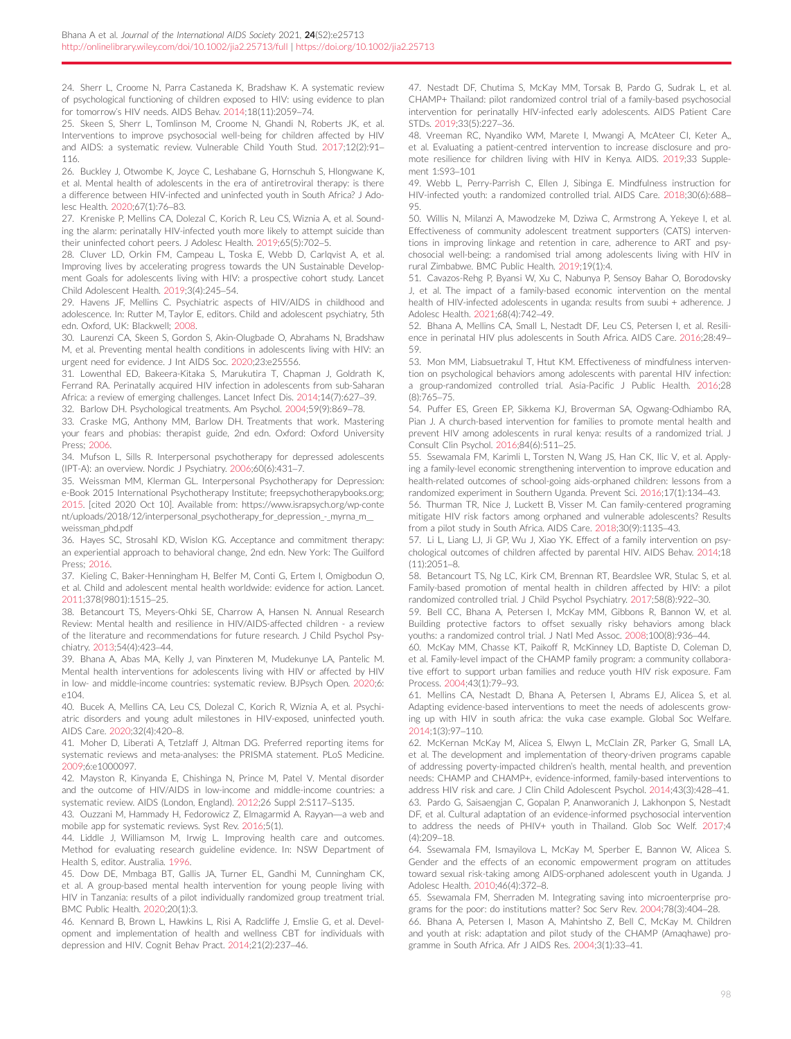24. Sherr L, Croome N, Parra Castaneda K, Bradshaw K. A systematic review of psychological functioning of children exposed to HIV: using evidence to plan for tomorrow's HIV needs. AIDS Behav. 2014;18(11):2059–74.

25. Skeen S, Sherr L, Tomlinson M, Croome N, Ghandi N, Roberts JK, et al. Interventions to improve psychosocial well-being for children affected by HIV and AIDS: a systematic review. Vulnerable Child Youth Stud. 2017;12(2):91–116.

26. Buckley J, Otwombe K, Joyce C, Leshabane G, Hornschuh S, Hlongwane K, et al. Mental health of adolescents in the era of antiretroviral therapy: is there a difference between HIV-infected and uninfected youth in South Africa? J Adolesc Health. 2020;67(1):76–83.

27. Kreniske P, Mellins CA, Dolezal C, Korich R, Leu CS, Wiznia A, et al. Sounding the alarm: perinatally HIV-infected youth more likely to attempt suicide than their uninfected cohort peers. J Adolesc Health. 2019;65(5):702–5.

28. Cluver LD, Orkin FM, Campeau L, Toska E, Webb D, Carlqvist A, et al. Improving lives by accelerating progress towards the UN Sustainable Development Goals for adolescents living with HIV: a prospective cohort study. Lancet Child Adolescent Health. 2019;3(4):245–54.

29. Havens JF, Mellins C. Psychiatric aspects of HIV/AIDS in childhood and adolescence. In: Rutter M, Taylor E, editors. Child and adolescent psychiatry, 5th edn. Oxford, UK: Blackwell; 2008.

30. Laurenzi CA, Skeen S, Gordon S, Akin-Olugbade O, Abrahams N, Bradshaw M, et al. Preventing mental health conditions in adolescents living with HIV: an urgent need for evidence. J Int AIDS Soc. 2020;23:e25556.

31. Lowenthal ED, Bakeera-Kitaka S, Marukutira T, Chapman J, Goldrath K, Ferrand RA. Perinatally acquired HIV infection in adolescents from sub-Saharan Africa: a review of emerging challenges. Lancet Infect Dis. 2014;14(7):627–39.

32. Barlow DH. Psychological treatments. Am Psychol. 2004;59(9):869–78.

33. Craske MG, Anthony MM, Barlow DH. Treatments that work. Mastering your fears and phobias: therapist guide, 2nd edn. Oxford: Oxford University Press; 2006.

34. Mufson L, Sills R. Interpersonal psychotherapy for depressed adolescents (IPT-A): an overview. Nordic J Psychiatry. 2006;60(6):431–7.

35. Weissman MM, Klerman GL. Interpersonal Psychotherapy for Depression: e-Book 2015 International Psychotherapy Institute; freepsychotherapybooks.org; 2015. [cited 2020 Oct 10]. Available from: https://www.israpsych.org/wp-content/uploads/2018/12/interpersonal_psychotherapy_for_depression_-_myrna_m__weissman_phd.pdf

36. Hayes SC, Strosahl KD, Wislon KG. Acceptance and commitment therapy: an experiential approach to behavioral change, 2nd edn. New York: The Guilford Press; 2016.

37. Kieling C, Baker-Henningham H, Belfer M, Conti G, Ertem I, Omigbodun O, et al. Child and adolescent mental health worldwide: evidence for action. Lancet. 2011;378(9801):1515–25.

38. Betancourt TS, Meyers-Ohki SE, Charrow A, Hansen N. Annual Research Review: Mental health and resilience in HIV/AIDS-affected children - a review of the literature and recommendations for future research. J Child Psychol Psychiatry. 2013;54(4):423–44.

39. Bhana A, Abas MA, Kelly J, van Pinxteren M, Mudekunye LA, Pantelic M. Mental health interventions for adolescents living with HIV or affected by HIV in low- and middle-income countries: systematic review. BJPsych Open. 2020;6:e104.

40. Bucek A, Mellins CA, Leu CS, Dolezal C, Korich R, Wiznia A, et al. Psychiatric disorders and young adult milestones in HIV-exposed, uninfected youth. AIDS Care. 2020;32(4):420–8.

41. Moher D, Liberati A, Tetzlaff J, Altman DG. Preferred reporting items for systematic reviews and meta-analyses: the PRISMA statement. PLoS Medicine. 2009;6:e1000097.

42. Mayston R, Kinyanda E, Chishinga N, Prince M, Patel V. Mental disorder and the outcome of HIV/AIDS in low-income and middle-income countries: a systematic review. AIDS (London, England). 2012;26 Suppl 2:S117–S135.

43. Ouzzani M, Hammady H, Fedorowicz Z, Elmagarmid A. Rayyan—a web and mobile app for systematic reviews. Syst Rev. 2016;5(1).

44. Liddle J, Williamson M, Irwig L. Improving health care and outcomes. Method for evaluating research guideline evidence. In: NSW Department of Health S, editor. Australia. 1996.

45. Dow DE, Mmbaga BT, Gallis JA, Turner EL, Gandhi M, Cunningham CK, et al. A group-based mental health intervention for young people living with HIV in Tanzania: results of a pilot individually randomized group treatment trial. BMC Public Health. 2020;20(1):3.

46. Kennard B, Brown L, Hawkins L, Risi A, Radcliffe J, Emslie G, et al. Development and implementation of health and wellness CBT for individuals with depression and HIV. Cognit Behav Pract. 2014;21(2):237–46.

47. Nestadt DF, Chutima S, McKay MM, Torsak B, Pardo G, Sudrak L, et al. CHAMP+ Thailand: pilot randomized control trial of a family-based psychosocial intervention for perinatally HIV-infected early adolescents. AIDS Patient Care STDs. 2019;33(5):227–36.

48. Vreeman RC, Nyandiko WM, Marete I, Mwangi A, McAteer CI, Keter A,, et al. Evaluating a patient-centred intervention to increase disclosure and promote resilience for children living with HIV in Kenya. AIDS. 2019;33 Supplement 1:S93–101

49. Webb L, Perry-Parrish C, Ellen J, Sibinga E. Mindfulness instruction for HIV-infected youth: a randomized controlled trial. AIDS Care. 2018;30(6):688–95.

50. Willis N, Milanzi A, Mawodzeke M, Dziwa C, Armstrong A, Yekeye I, et al. Effectiveness of community adolescent treatment supporters (CATS) interventions in improving linkage and retention in care, adherence to ART and psychosocial well-being: a randomised trial among adolescents living with HIV in rural Zimbabwe. BMC Public Health. 2019;19(1):4.

51. Cavazos-Rehg P, Byansi W, Xu C, Nabunya P, Sensoy Bahar O, Borodovsky J, et al. The impact of a family-based economic intervention on the mental health of HIV-infected adolescents in uganda: results from suubi + adherence. J Adolesc Health. 2021;68(4):742–49.

52. Bhana A, Mellins CA, Small L, Nestadt DF, Leu CS, Petersen I, et al. Resilience in perinatal HIV plus adolescents in South Africa. AIDS Care. 2016;28:49–59.

53. Mon MM, Liabsuetrakul T, Htut KM. Effectiveness of mindfulness intervention on psychological behaviors among adolescents with parental HIV infection: a group-randomized controlled trial. Asia-Pacific J Public Health. 2016;28(8):765–75.

54. Puffer ES, Green EP, Sikkema KJ, Broverman SA, Ogwang-Odhiambo RA, Pian J. A church-based intervention for families to promote mental health and prevent HIV among adolescents in rural kenya: results of a randomized trial. J Consult Clin Psychol. 2016;84(6):511–25.

55. Ssewamala FM, Karimli L, Torsten N, Wang JS, Han CK, Ilic V, et al. Applying a family-level economic strengthening intervention to improve education and health-related outcomes of school-going aids-orphaned children: lessons from a randomized experiment in Southern Uganda. Prevent Sci. 2016;17(1):134–43.

56. Thurman TR, Nice J, Luckett B, Visser M. Can family-centered programing mitigate HIV risk factors among orphaned and vulnerable adolescents? Results from a pilot study in South Africa. AIDS Care. 2018;30(9):1135–43.

57. Li L, Liang LJ, Ji GP, Wu J, Xiao YK. Effect of a family intervention on psychological outcomes of children affected by parental HIV. AIDS Behav. 2014;18(11):2051–8.

58. Betancourt TS, Ng LC, Kirk CM, Brennan RT, Beardslee WR, Stulac S, et al. Family-based promotion of mental health in children affected by HIV: a pilot randomized controlled trial. J Child Psychol Psychiatry. 2017;58(8):922–30.

59. Bell CC, Bhana A, Petersen I, McKay MM, Gibbons R, Bannon W, et al. Building protective factors to offset sexually risky behaviors among black youths: a randomized control trial. J Natl Med Assoc. 2008;100(8):936–44.

60. McKay MM, Chasse KT, Paikoff R, McKinney LD, Baptiste D, Coleman D, et al. Family-level impact of the CHAMP family program: a community collaborative effort to support urban families and reduce youth HIV risk exposure. Fam Process. 2004;43(1):79–93.

61. Mellins CA, Nestadt D, Bhana A, Petersen I, Abrams EJ, Alicea S, et al. Adapting evidence-based interventions to meet the needs of adolescents growing up with HIV in south africa: the vuka case example. Global Soc Welfare. 2014;1(3):97–110.

62. McKernan McKay M, Alicea S, Elwyn L, McClain ZR, Parker G, Small LA, et al. The development and implementation of theory-driven programs capable of addressing poverty-impacted children's health, mental health, and prevention needs: CHAMP and CHAMP+, evidence-informed, family-based interventions to address HIV risk and care. J Clin Child Adolescent Psychol. 2014;43(3):428–41.

63. Pardo G, Saisaengjan C, Gopalan P, Ananworanich J, Lakhonpon S, Nestadt DF, et al. Cultural adaptation of an evidence-informed psychosocial intervention to address the needs of PHIV+ youth in Thailand. Glob Soc Welf. 2017;4(4):209–18.

64. Ssewamala FM, Ismayilova L, McKay M, Sperber E, Bannon W, Alicea S. Gender and the effects of an economic empowerment program on attitudes toward sexual risk-taking among AIDS-orphaned adolescent youth in Uganda. J Adolesc Health. 2010;46(4):372–8.

65. Ssewamala FM, Sherraden M. Integrating saving into microenterprise programs for the poor: do institutions matter? Soc Serv Rev. 2004;78(3):404–28.

66. Bhana A, Petersen I, Mason A, Mahintsho Z, Bell C, McKay M. Children and youth at risk: adaptation and pilot study of the CHAMP (Amaqhawe) programme in South Africa. Afr J AIDS Res. 2004;3(1):33–41.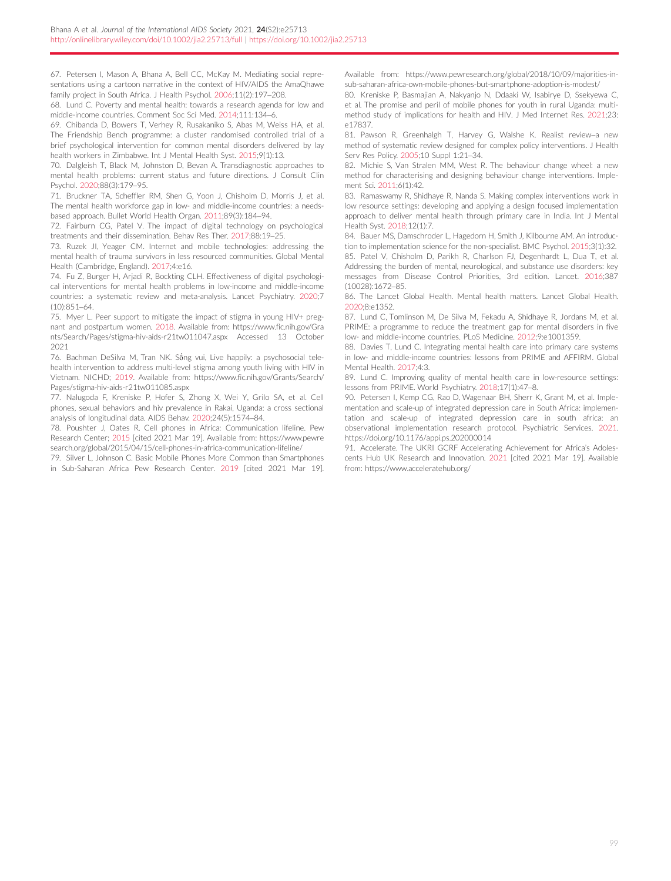67. Petersen I, Mason A, Bhana A, Bell CC, McKay M. Mediating social representations using a cartoon narrative in the context of HIV/AIDS the AmaQhawe family project in South Africa. J Health Psychol. 2006;11(2):197–208.

68. Lund C. Poverty and mental health: towards a research agenda for low and middle-income countries. Comment Soc Sci Med. 2014;111:134–6.

69. Chibanda D, Bowers T, Verhey R, Rusakaniko S, Abas M, Weiss HA, et al. The Friendship Bench programme: a cluster randomised controlled trial of a brief psychological intervention for common mental disorders delivered by lay health workers in Zimbabwe. Int J Mental Health Syst. 2015;9(1):13.

70. Dalgleish T, Black M, Johnston D, Bevan A. Transdiagnostic approaches to mental health problems: current status and future directions. J Consult Clin Psychol. 2020;88(3):179–95.

71. Bruckner TA, Scheffler RM, Shen G, Yoon J, Chisholm D, Morris J, et al. The mental health workforce gap in low- and middle-income countries: a needs-based approach. Bullet World Health Organ. 2011;89(3):184–94.

72. Fairburn CG, Patel V. The impact of digital technology on psychological treatments and their dissemination. Behav Res Ther. 2017;88:19–25.

73. Ruzek JI, Yeager CM. Internet and mobile technologies: addressing the mental health of trauma survivors in less resourced communities. Global Mental Health (Cambridge, England). 2017;4:e16.

74. Fu Z, Burger H, Arjadi R, Bockting CLH. Effectiveness of digital psychological interventions for mental health problems in low-income and middle-income countries: a systematic review and meta-analysis. Lancet Psychiatry. 2020;7(10):851–64.

75. Myer L. Peer support to mitigate the impact of stigma in young HIV+ pregnant and postpartum women. 2018. Available from: https://www.fic.nih.gov/Grants/Search/Pages/stigma-hiv-aids-r21tw011047.aspx Accessed 13 October 2021

76. Bachman DeSilva M, Tran NK. Sống vui, Live happily: a psychosocial telehealth intervention to address multi-level stigma among youth living with HIV in Vietnam. NICHD; 2019. Available from: https://www.fic.nih.gov/Grants/Search/Pages/stigma-hiv-aids-r21tw011085.aspx

77. Nalugoda F, Kreniske P, Hofer S, Zhong X, Wei Y, Grilo SA, et al. Cell phones, sexual behaviors and hiv prevalence in Rakai, Uganda: a cross sectional analysis of longitudinal data. AIDS Behav. 2020;24(5):1574–84.

78. Poushter J, Oates R. Cell phones in Africa: Communication lifeline. Pew Research Center; 2015 [cited 2021 Mar 19]. Available from: https://www.pewresearch.org/global/2015/04/15/cell-phones-in-africa-communication-lifeline/

79. Silver L, Johnson C. Basic Mobile Phones More Common than Smartphones in Sub-Saharan Africa Pew Research Center. 2019 [cited 2021 Mar 19]. Available from: https://www.pewresearch.org/global/2018/10/09/majorities-in-sub-saharan-africa-own-mobile-phones-but-smartphone-adoption-is-modest/

80. Kreniske P, Basmajian A, Nakyanjo N, Ddaaki W, Isabirye D, Ssekyewa C, et al. The promise and peril of mobile phones for youth in rural Uganda: multimethod study of implications for health and HIV. J Med Internet Res. 2021;23:e17837.

81. Pawson R, Greenhalgh T, Harvey G, Walshe K. Realist review–a new method of systematic review designed for complex policy interventions. J Health Serv Res Policy. 2005;10 Suppl 1:21–34.

82. Michie S, Van Stralen MM, West R. The behaviour change wheel: a new method for characterising and designing behaviour change interventions. Implement Sci. 2011;6(1):42.

83. Ramaswamy R, Shidhaye R, Nanda S. Making complex interventions work in low resource settings: developing and applying a design focused implementation approach to deliver mental health through primary care in India. Int J Mental Health Syst. 2018;12(1):7.

84. Bauer MS, Damschroder L, Hagedorn H, Smith J, Kilbourne AM. An introduction to implementation science for the non-specialist. BMC Psychol. 2015;3(1):32.

85. Patel V, Chisholm D, Parikh R, Charlson FJ, Degenhardt L, Dua T, et al. Addressing the burden of mental, neurological, and substance use disorders: key messages from Disease Control Priorities, 3rd edition. Lancet. 2016;387(10028):1672–85.

86. The Lancet Global Health. Mental health matters. Lancet Global Health. 2020;8:e1352.

87. Lund C, Tomlinson M, De Silva M, Fekadu A, Shidhaye R, Jordans M, et al. PRIME: a programme to reduce the treatment gap for mental disorders in five low- and middle-income countries. PLoS Medicine. 2012;9:e1001359.

88. Davies T, Lund C. Integrating mental health care into primary care systems in low- and middle-income countries: lessons from PRIME and AFFIRM. Global Mental Health. 2017;4:3.

89. Lund C. Improving quality of mental health care in low-resource settings: lessons from PRIME. World Psychiatry. 2018;17(1):47–8.

90. Petersen I, Kemp CG, Rao D, Wagenaar BH, Sherr K, Grant M, et al. Implementation and scale-up of integrated depression care in South Africa: implementation and scale-up of integrated depression care in south africa: an observational implementation research protocol. Psychiatric Services. 2021. https://doi.org/10.1176/appi.ps.202000014

91. Accelerate. The UKRI GCRF Accelerating Achievement for Africa's Adolescents Hub UK Research and Innovation. 2021 [cited 2021 Mar 19]. Available from: https://www.acceleratehub.org/